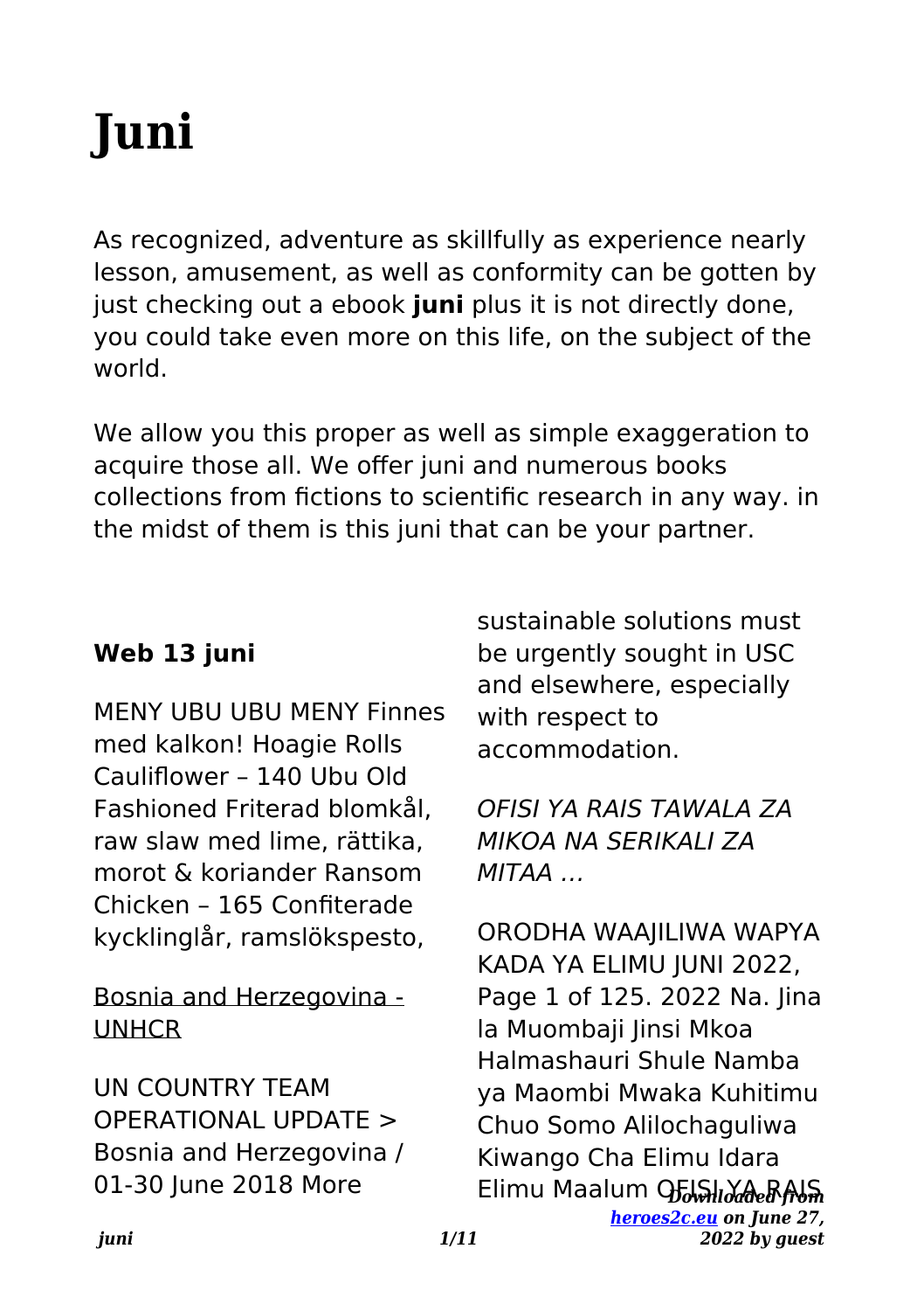# Juni

As recognized, adventure as skillfully as experience nearly lesson, amusement, as well as conformity can be gotten by just checking out a ebook **juni** plus it is not directly done, you could take even more on this life, on the subject of the world.

We allow you this proper as well as simple exaggeration to acquire those all. We offer juni and numerous books collections from fictions to scientific research in any way. in the midst of them is this juni that can be your partner.

### Web 13 juni

MENY UBU UBU MENY Finnes med kalkon! Hoagie Rolls Cauliflower – 140 Ubu Old Fashioned Friterad blomkål, raw slaw med lime, rättika, morot & koriander Ransom Chicken – 165 Confiterade kycklinglår, ramslökspesto,

Bosnia and Herzegovina - UNHCR

UN COUNTRY TEAM OPERATIONAL UPDATE > Bosnia and Herzegovina / 01-30 June 2018 More sustainable solutions must be urgently sought in USC and elsewhere, especially with respect to accommodation.

*OFISI YA RAIS TAWALA ZA MIKOA NA SERIKALI ZA MITAA …*

ORODHA WAAJILIWA WAPYA KADA YA ELIMU JUNI 2022, Page 1 of 125. 2022 Na. Jina la Muombaji Jinsi Mkoa Halmashauri Shule Namba ya Maombi Mwaka Kuhitimu Chuo Somo Alilochaguliwa Kiwango Cha Elimu Idara Elimu Maalum OFISI YA RAIS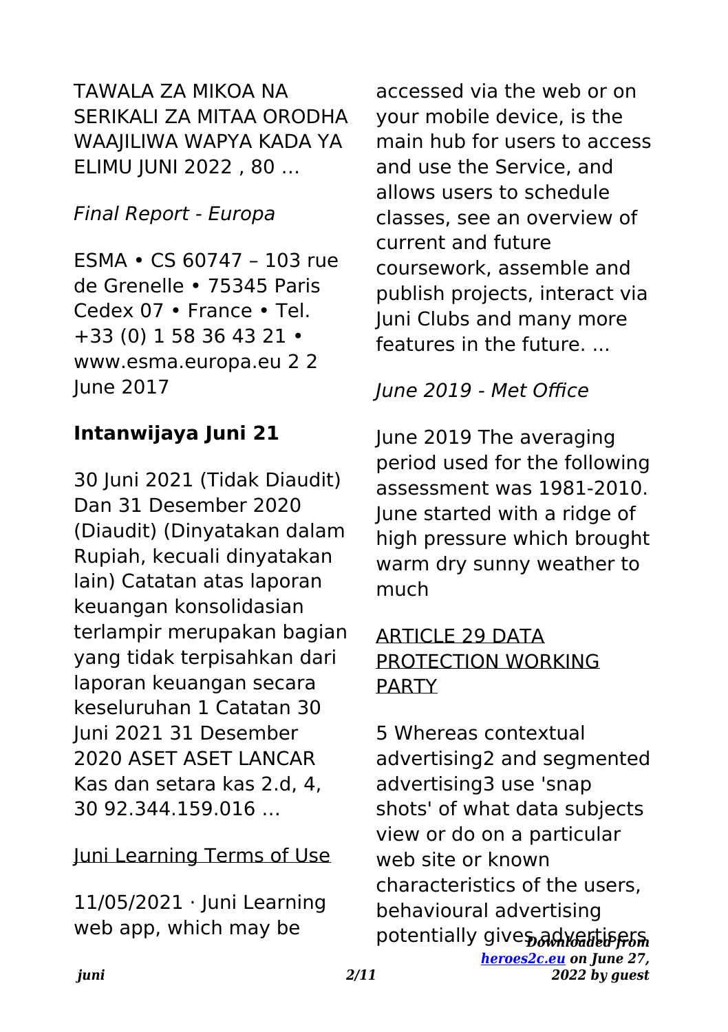TAWALA ZA MIKOA NA SERIKALI ZA MITAA ORODHA WAAJILIWA WAPYA KADA YA ELIMU JUNI 2022 , 80 …

*Final Report - Europa*

ESMA • CS 60747 – 103 rue de Grenelle • 75345 Paris Cedex 07 • France • Tel. +33 (0) 1 58 36 43 21 • www.esma.europa.eu 2 2 June 2017

**Intanwijaya Juni 21**

30 Juni 2021 (Tidak Diaudit) Dan 31 Desember 2020 (Diaudit) (Dinyatakan dalam Rupiah, kecuali dinyatakan lain) Catatan atas laporan keuangan konsolidasian terlampir merupakan bagian yang tidak terpisahkan dari laporan keuangan secara keseluruhan 1 Catatan 30 Juni 2021 31 Desember 2020 ASET ASET LANCAR Kas dan setara kas 2.d, 4, 30 92.344.159.016 …

Juni Learning Terms of Use

11/05/2021 · Juni Learning web app, which may be accessed via the web or on your mobile device, is the main hub for users to access and use the Service, and allows users to schedule classes, see an overview of current and future coursework, assemble and publish projects, interact via Juni Clubs and many more features in the future. ...

*June 2019 - Met Office*

June 2019 The averaging period used for the following assessment was 1981-2010. June started with a ridge of high pressure which brought warm dry sunny weather to much

ARTICLE 29 DATA PROTECTION WORKING PARTY

5 Whereas contextual advertising2 and segmented advertising3 use 'snap shots' of what data subjects view or do on a particular web site or known characteristics of the users, behavioural advertising potentially gives advertisers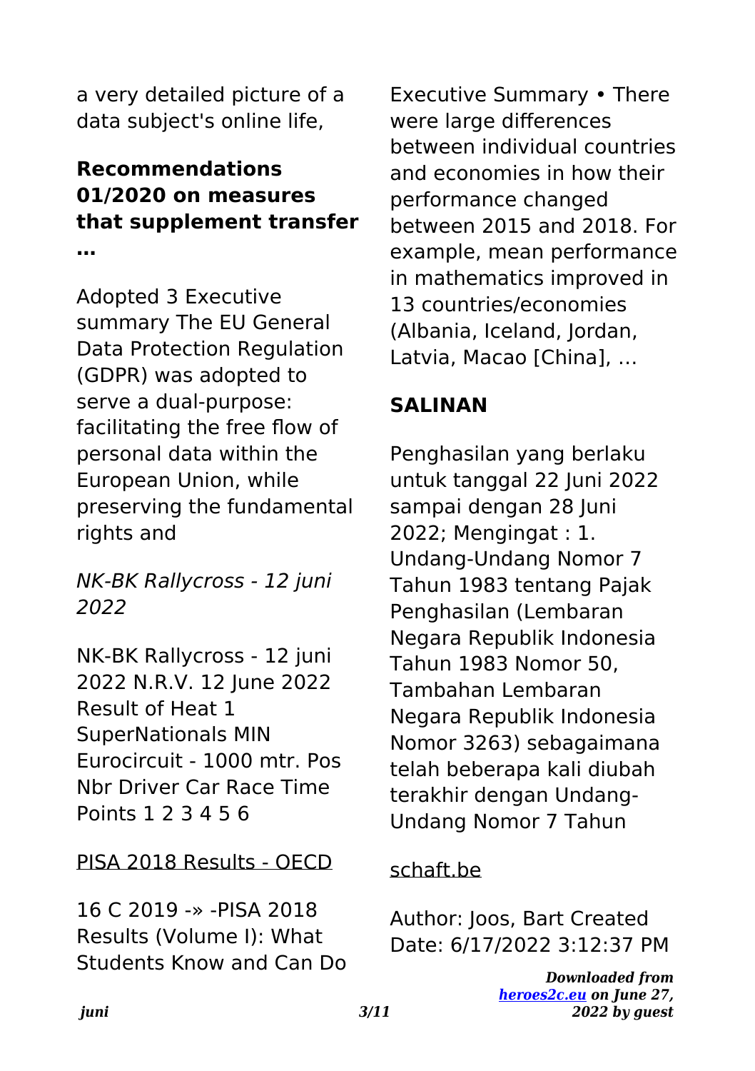a very detailed picture of a data subject's online life,

## Recommendations 01/2020 on measures that supplement transfer …

Adopted 3 Executive summary The EU General Data Protection Regulation (GDPR) was adopted to serve a dual-purpose: facilitating the free flow of personal data within the European Union, while preserving the fundamental rights and

*NK-BK Rallycross - 12 juni 2022*

NK-BK Rallycross - 12 juni 2022 N.R.V. 12 June 2022 Result of Heat 1 SuperNationals MIN Eurocircuit - 1000 mtr. Pos Nbr Driver Car Race Time Points 1 2 3 4 5 6

PISA 2018 Results - OECD

16 C 2019 -» -PISA 2018 Results (Volume I): What Students Know and Can Do Executive Summary • There were large differences between individual countries and economies in how their performance changed between 2015 and 2018. For example, mean performance in mathematics improved in 13 countries/economies (Albania, Iceland, Jordan, Latvia, Macao [China], …

## SALINAN

Penghasilan yang berlaku untuk tanggal 22 Juni 2022 sampai dengan 28 Juni 2022; Mengingat : 1. Undang-Undang Nomor 7 Tahun 1983 tentang Pajak Penghasilan (Lembaran Negara Republik Indonesia Tahun 1983 Nomor 50, Tambahan Lembaran Negara Republik Indonesia Nomor 3263) sebagaimana telah beberapa kali diubah terakhir dengan Undang-Undang Nomor 7 Tahun

schaft.be

Author: Joos, Bart Created Date: 6/17/2022 3:12:37 PM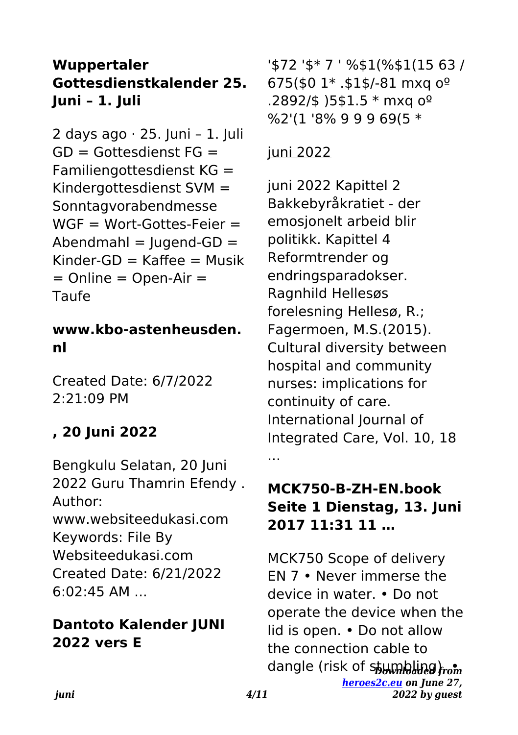## Wuppertaler Gottesdienstkalender 25. Juni – 1. Juli

2 days ago · 25. Juni – 1. Juli GD = Gottesdienst FG = Familiengottesdienst KG = Kindergottesdienst SVM = Sonntagvorabendmesse WGF = Wort-Gottes-Feier = Abendmahl = Jugend-GD = Kinder-GD = Kaffee = Musik = Online = Open-Air = Taufe

## www.kbo-astenheusden.nl

Created Date: 6/7/2022 2:21:09 PM

## , 20 Juni 2022

Bengkulu Selatan, 20 Juni 2022 Guru Thamrin Efendy . Author: www.websiteedukasi.com Keywords: File By Websiteedukasi.com Created Date: 6/21/2022 6:02:45 AM ...

## Dantoto Kalender JUNI 2022 vers E

'$72 '$* 7 ' %$1(%$1(15 63 / 675($0 1* .$1$/-81 mxq oº .2892/$ )5$1.5 * mxq oº %2'(1 '8% 9 9 9 69(5 *

## juni 2022

juni 2022 Kapittel 2 Bakkebyråkratiet - der emosjonelt arbeid blir politikk. Kapittel 4 Reformtrender og endringsparadokser. Ragnhild Hellesøs forelesning Hellesø, R.; Fagermoen, M.S.(2015). Cultural diversity between hospital and community nurses: implications for continuity of care. International Journal of Integrated Care, Vol. 10, 18 …

## MCK750-B-ZH-EN.book Seite 1 Dienstag, 13. Juni 2017 11:31 11 …

MCK750 Scope of delivery EN 7 • Never immerse the device in water. • Do not operate the device when the lid is open. • Do not allow the connection cable to dangle (risk of stumbling). •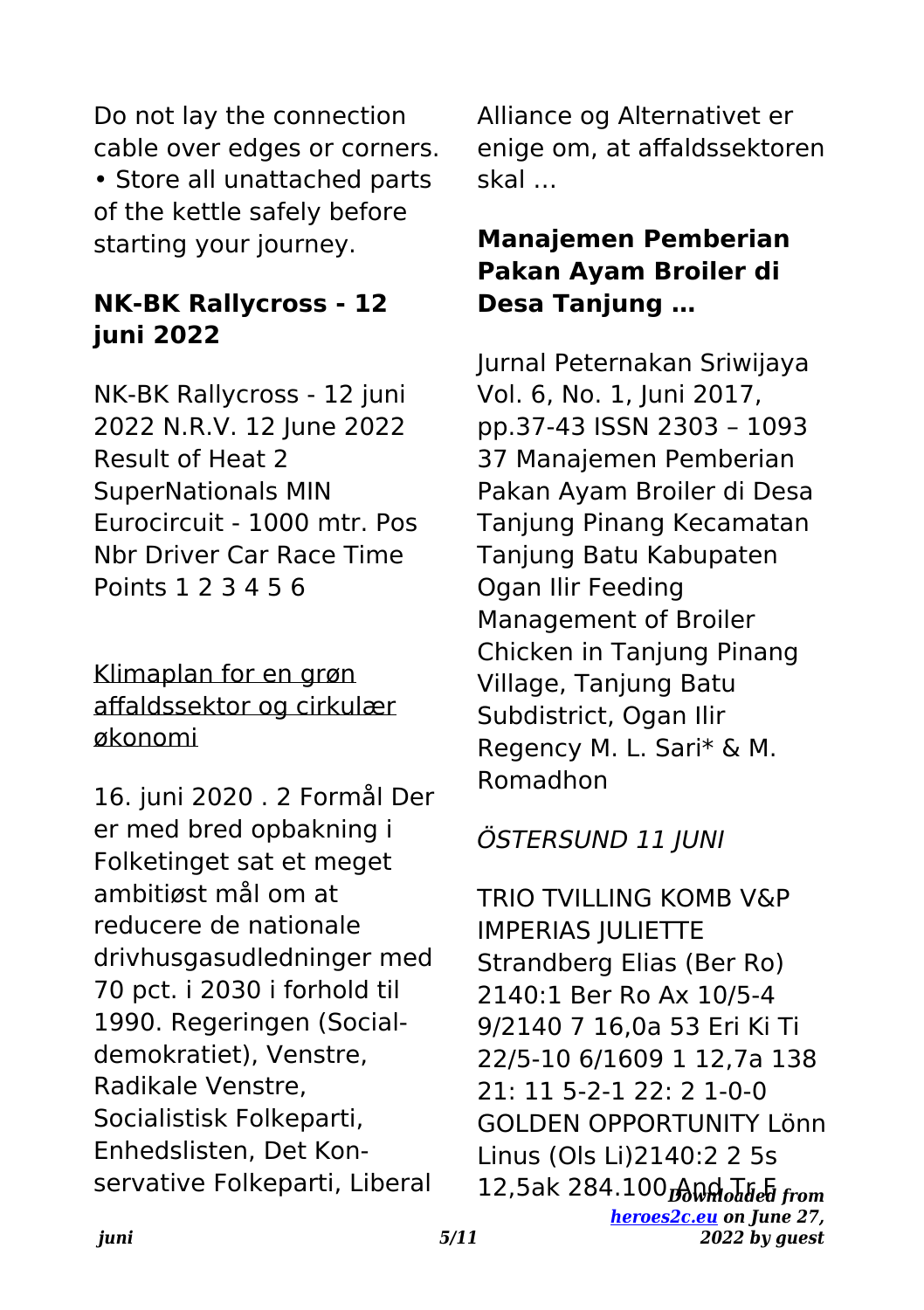Do not lay the connection cable over edges or corners.
• Store all unattached parts of the kettle safely before starting your journey.

### NK-BK Rallycross - 12 juni 2022

NK-BK Rallycross - 12 juni 2022 N.R.V. 12 June 2022 Result of Heat 2 SuperNationals MIN Eurocircuit - 1000 mtr. Pos Nbr Driver Car Race Time Points 1 2 3 4 5 6

Klimaplan for en grøn affaldssektor og cirkulær økonomi

16. juni 2020 . 2 Formål Der er med bred opbakning i Folketinget sat et meget ambitiøst mål om at reducere de nationale drivhusgasudledninger med 70 pct. i 2030 i forhold til 1990. Regeringen (Socialdemokratiet), Venstre, Radikale Venstre, Socialistisk Folkeparti, Enhedslisten, Det Konservative Folkeparti, Liberal Alliance og Alternativet er enige om, at affaldssektoren skal …

### Manajemen Pemberian Pakan Ayam Broiler di Desa Tanjung …

Jurnal Peternakan Sriwijaya Vol. 6, No. 1, Juni 2017, pp.37-43 ISSN 2303 – 1093 37 Manajemen Pemberian Pakan Ayam Broiler di Desa Tanjung Pinang Kecamatan Tanjung Batu Kabupaten Ogan Ilir Feeding Management of Broiler Chicken in Tanjung Pinang Village, Tanjung Batu Subdistrict, Ogan Ilir Regency M. L. Sari* & M. Romadhon

*ÖSTERSUND 11 JUNI*

TRIO TVILLING KOMB V&P IMPERIAS JULIETTE Strandberg Elias (Ber Ro) 2140:1 Ber Ro Ax 10/5-4 9/2140 7 16,0a 53 Eri Ki Ti 22/5-10 6/1609 1 12,7a 138 21: 11 5-2-1 22: 2 1-0-0 GOLDEN OPPORTUNITY Lönn Linus (Ols Li)2140:2 2 5s 12,5ak 284.100 And Tr E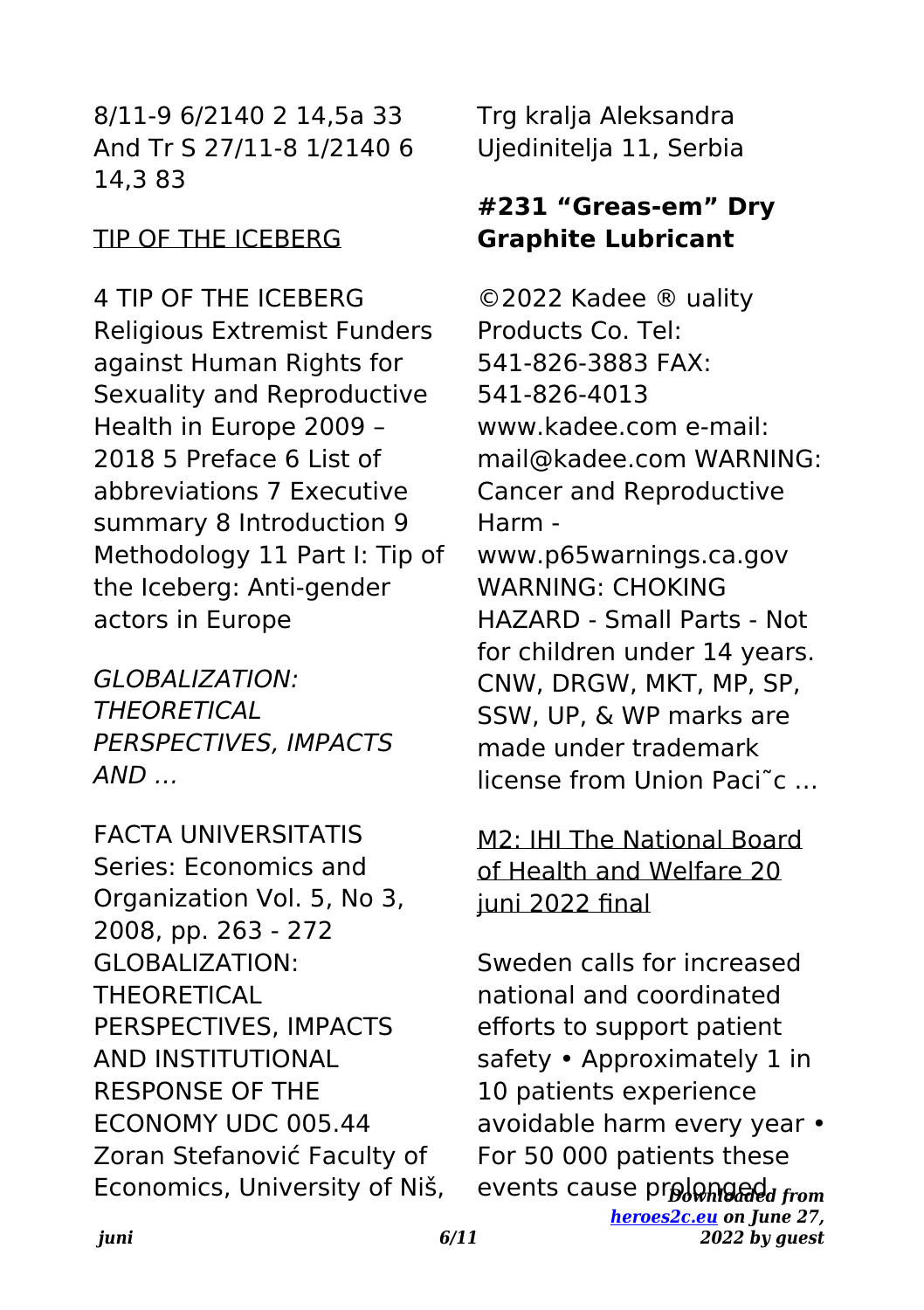8/11-9 6/2140 2 14,5a 33 And Tr S 27/11-8 1/2140 6 14,3 83

TIP OF THE ICEBERG

4 TIP OF THE ICEBERG Religious Extremist Funders against Human Rights for Sexuality and Reproductive Health in Europe 2009 – 2018 5 Preface 6 List of abbreviations 7 Executive summary 8 Introduction 9 Methodology 11 Part I: Tip of the Iceberg: Anti-gender actors in Europe

*GLOBALIZATION: THEORETICAL PERSPECTIVES, IMPACTS AND …*

FACTA UNIVERSITATIS Series: Economics and Organization Vol. 5, No 3, 2008, pp. 263 - 272 GLOBALIZATION: THEORETICAL PERSPECTIVES, IMPACTS AND INSTITUTIONAL RESPONSE OF THE ECONOMY UDC 005.44 Zoran Stefanović Faculty of Economics, University of Niš, Trg kralja Aleksandra Ujedinitelja 11, Serbia

**#231 "Greas-em" Dry Graphite Lubricant**

©2022 Kadee ® uality Products Co. Tel: 541-826-3883 FAX: 541-826-4013 www.kadee.com e-mail: mail@kadee.com WARNING: Cancer and Reproductive Harm - www.p65warnings.ca.gov WARNING: CHOKING HAZARD - Small Parts - Not for children under 14 years. CNW, DRGW, MKT, MP, SP, SSW, UP, & WP marks are made under trademark license from Union Paci˜c …

M2: IHI The National Board of Health and Welfare 20 juni 2022 final

Sweden calls for increased national and coordinated efforts to support patient safety • Approximately 1 in 10 patients experience avoidable harm every year • For 50 000 patients these events cause prolonged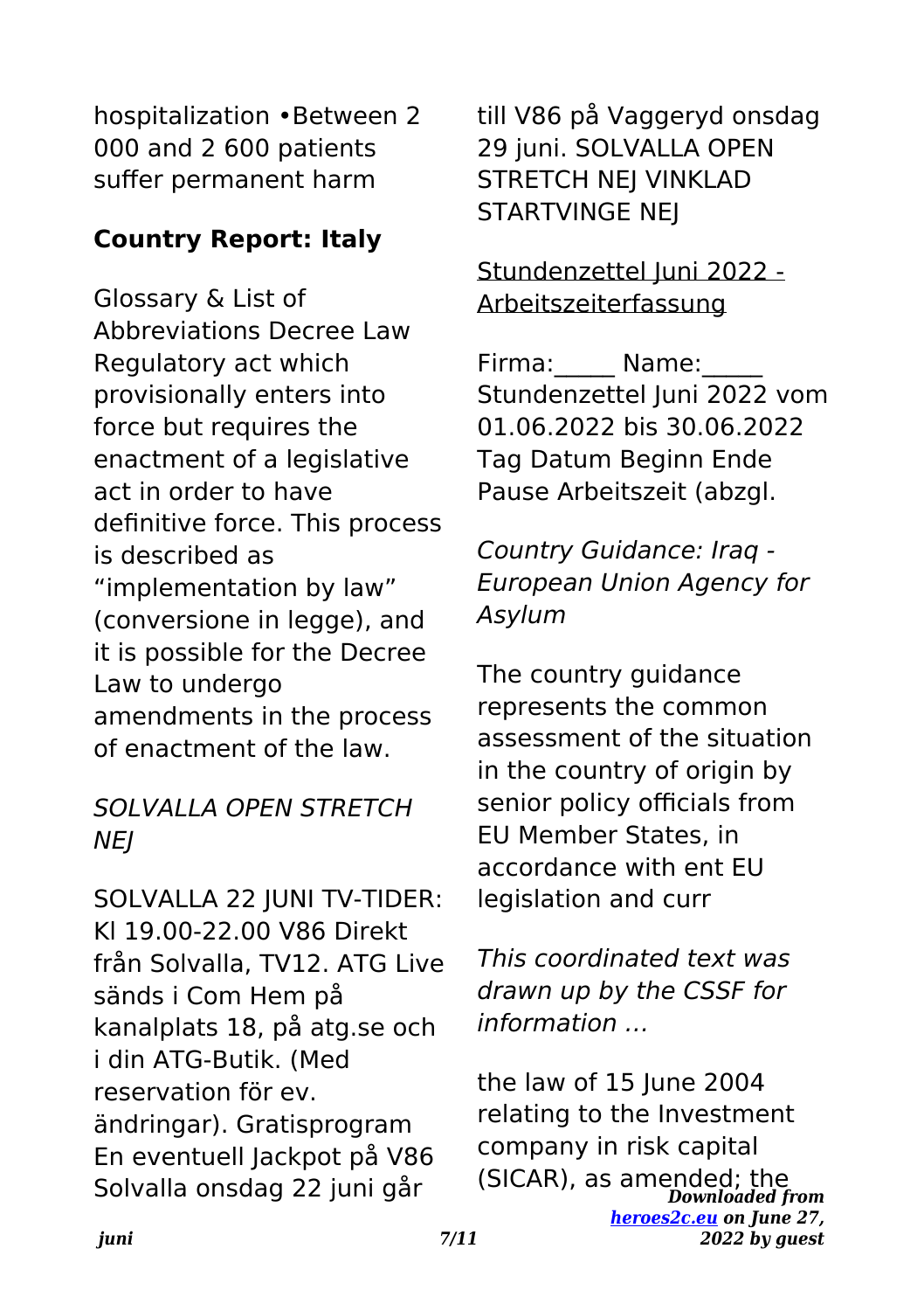hospitalization •Between 2 000 and 2 600 patients suffer permanent harm

## Country Report: Italy

Glossary & List of Abbreviations Decree Law Regulatory act which provisionally enters into force but requires the enactment of a legislative act in order to have definitive force. This process is described as "implementation by law" (conversione in legge), and it is possible for the Decree Law to undergo amendments in the process of enactment of the law.

*SOLVALLA OPEN STRETCH NEJ*

SOLVALLA 22 JUNI TV-TIDER: Kl 19.00-22.00 V86 Direkt från Solvalla, TV12. ATG Live sänds i Com Hem på kanalplats 18, på atg.se och i din ATG-Butik. (Med reservation för ev. ändringar). Gratisprogram En eventuell Jackpot på V86 Solvalla onsdag 22 juni går till V86 på Vaggeryd onsdag 29 juni. SOLVALLA OPEN STRETCH NEJ VINKLAD STARTVINGE NEJ

Stundenzettel Juni 2022 - Arbeitszeiterfassung

Firma:_____ Name:_____ Stundenzettel Juni 2022 vom 01.06.2022 bis 30.06.2022 Tag Datum Beginn Ende Pause Arbeitszeit (abzgl.

*Country Guidance: Iraq - European Union Agency for Asylum*

The country guidance represents the common assessment of the situation in the country of origin by senior policy officials from EU Member States, in accordance with ent EU legislation and curr

*This coordinated text was drawn up by the CSSF for information …*

the law of 15 June 2004 relating to the Investment company in risk capital (SICAR), as amended; the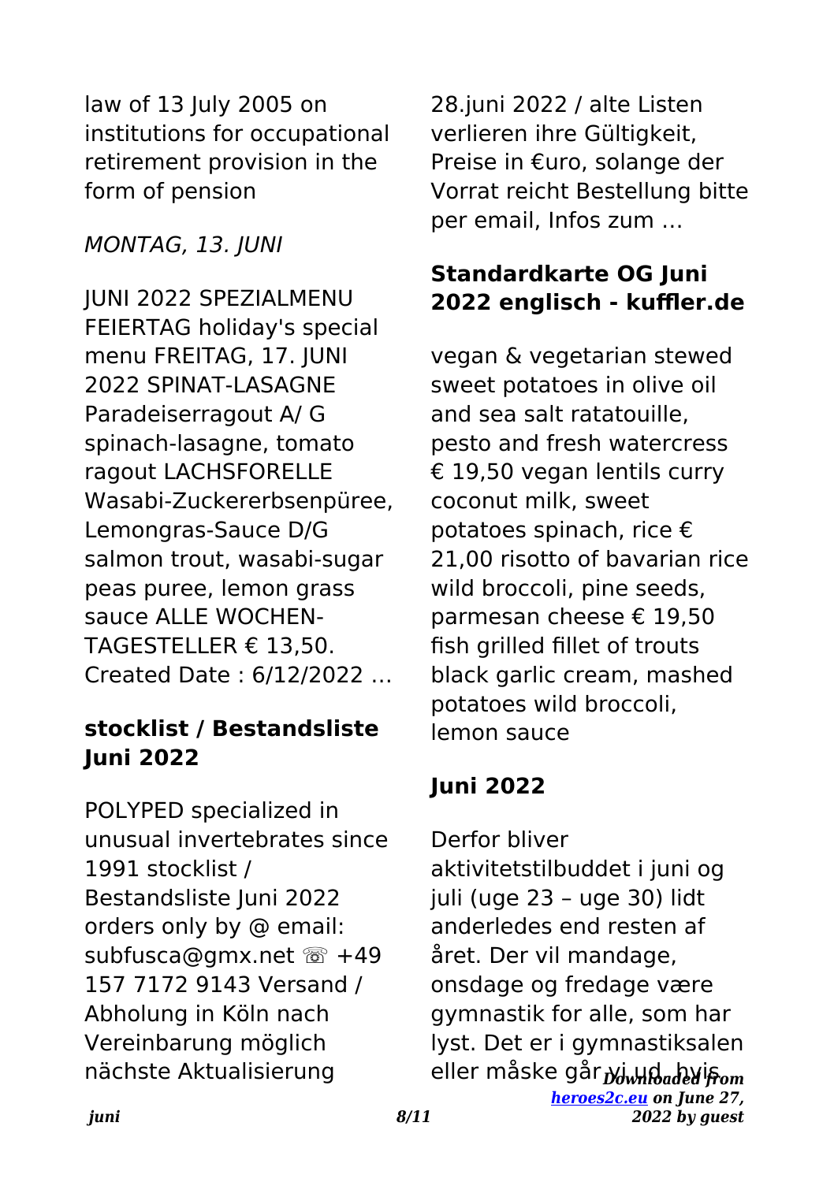law of 13 July 2005 on institutions for occupational retirement provision in the form of pension

*MONTAG, 13. JUNI*

JUNI 2022 SPEZIALMENU FEIERTAG holiday's special menu FREITAG, 17. JUNI 2022 SPINAT-LASAGNE Paradeiserragout A/ G spinach-lasagne, tomato ragout LACHSFORELLE Wasabi-Zuckererbsenpüree, Lemongras-Sauce D/G salmon trout, wasabi-sugar peas puree, lemon grass sauce ALLE WOCHEN-TAGESTELLER € 13,50. Created Date : 6/12/2022 …

## stocklist / Bestandsliste Juni 2022

POLYPED specialized in unusual invertebrates since 1991 stocklist / Bestandsliste Juni 2022 orders only by @ email: subfusca@gmx.net ☏ +49 157 7172 9143 Versand / Abholung in Köln nach Vereinbarung möglich nächste Aktualisierung 28.juni 2022 / alte Listen verlieren ihre Gültigkeit, Preise in €uro, solange der Vorrat reicht Bestellung bitte per email, Infos zum …

## Standardkarte OG Juni 2022 englisch - kuffler.de

vegan & vegetarian stewed sweet potatoes in olive oil and sea salt ratatouille, pesto and fresh watercress € 19,50 vegan lentils curry coconut milk, sweet potatoes spinach, rice € 21,00 risotto of bavarian rice wild broccoli, pine seeds, parmesan cheese € 19,50 fish grilled fillet of trouts black garlic cream, mashed potatoes wild broccoli, lemon sauce

## Juni 2022

Derfor bliver aktivitetstilbuddet i juni og juli (uge 23 – uge 30) lidt anderledes end resten af året. Der vil mandage, onsdage og fredage være gymnastik for alle, som har lyst. Det er i gymnastiksalen eller måske går vi ud, hvis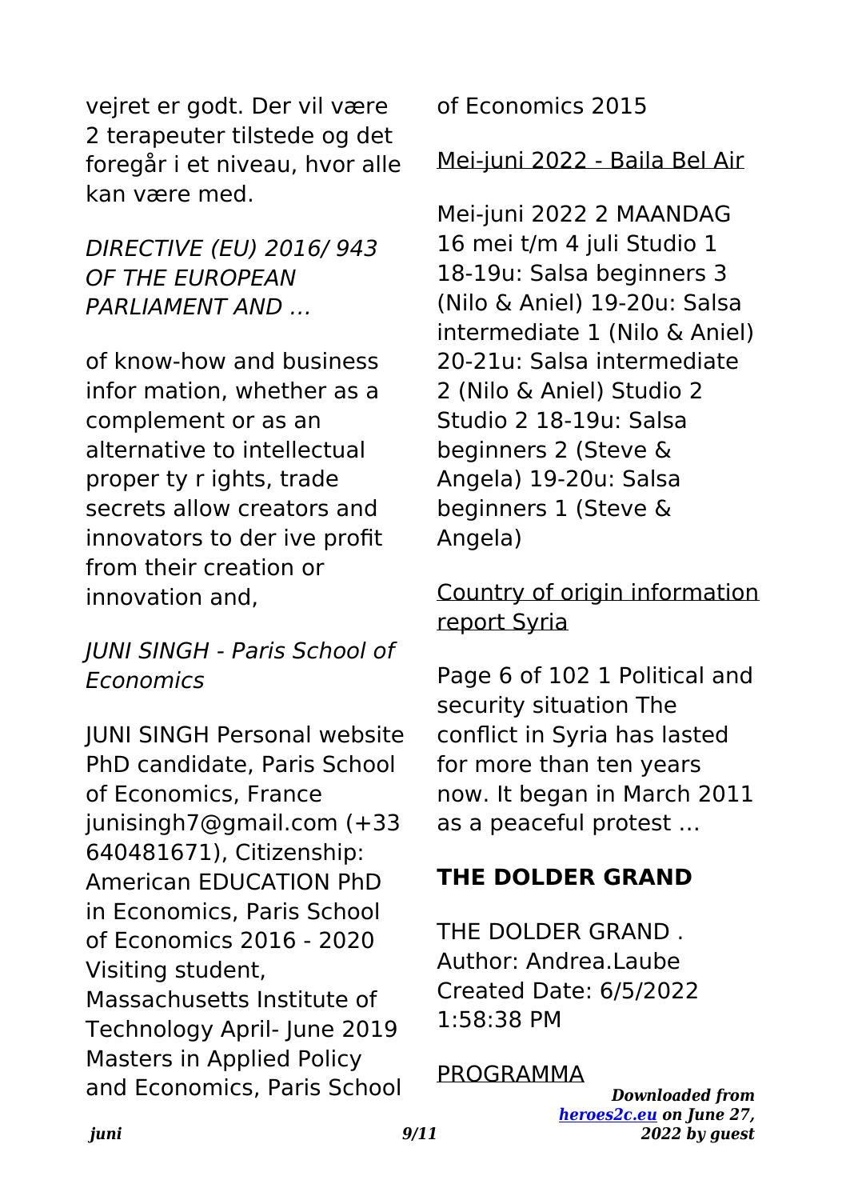vejret er godt. Der vil være 2 terapeuter tilstede og det foregår i et niveau, hvor alle kan være med.

*DIRECTIVE (EU) 2016/ 943 OF THE EUROPEAN PARLIAMENT AND …*

of know-how and business infor mation, whether as a complement or as an alternative to intellectual proper ty r ights, trade secrets allow creators and innovators to der ive profit from their creation or innovation and,

*JUNI SINGH - Paris School of Economics*

JUNI SINGH Personal website PhD candidate, Paris School of Economics, France junisingh7@gmail.com (+33 640481671), Citizenship: American EDUCATION PhD in Economics, Paris School of Economics 2016 - 2020 Visiting student, Massachusetts Institute of Technology April- June 2019 Masters in Applied Policy and Economics, Paris School of Economics 2015

Mei-juni 2022 - Baila Bel Air

Mei-juni 2022 2 MAANDAG 16 mei t/m 4 juli Studio 1 18-19u: Salsa beginners 3 (Nilo & Aniel) 19-20u: Salsa intermediate 1 (Nilo & Aniel) 20-21u: Salsa intermediate 2 (Nilo & Aniel) Studio 2 Studio 2 18-19u: Salsa beginners 2 (Steve & Angela) 19-20u: Salsa beginners 1 (Steve & Angela)

Country of origin information report Syria

Page 6 of 102 1 Political and security situation The conflict in Syria has lasted for more than ten years now. It began in March 2011 as a peaceful protest …

**THE DOLDER GRAND**

THE DOLDER GRAND . Author: Andrea.Laube Created Date: 6/5/2022 1:58:38 PM

PROGRAMMA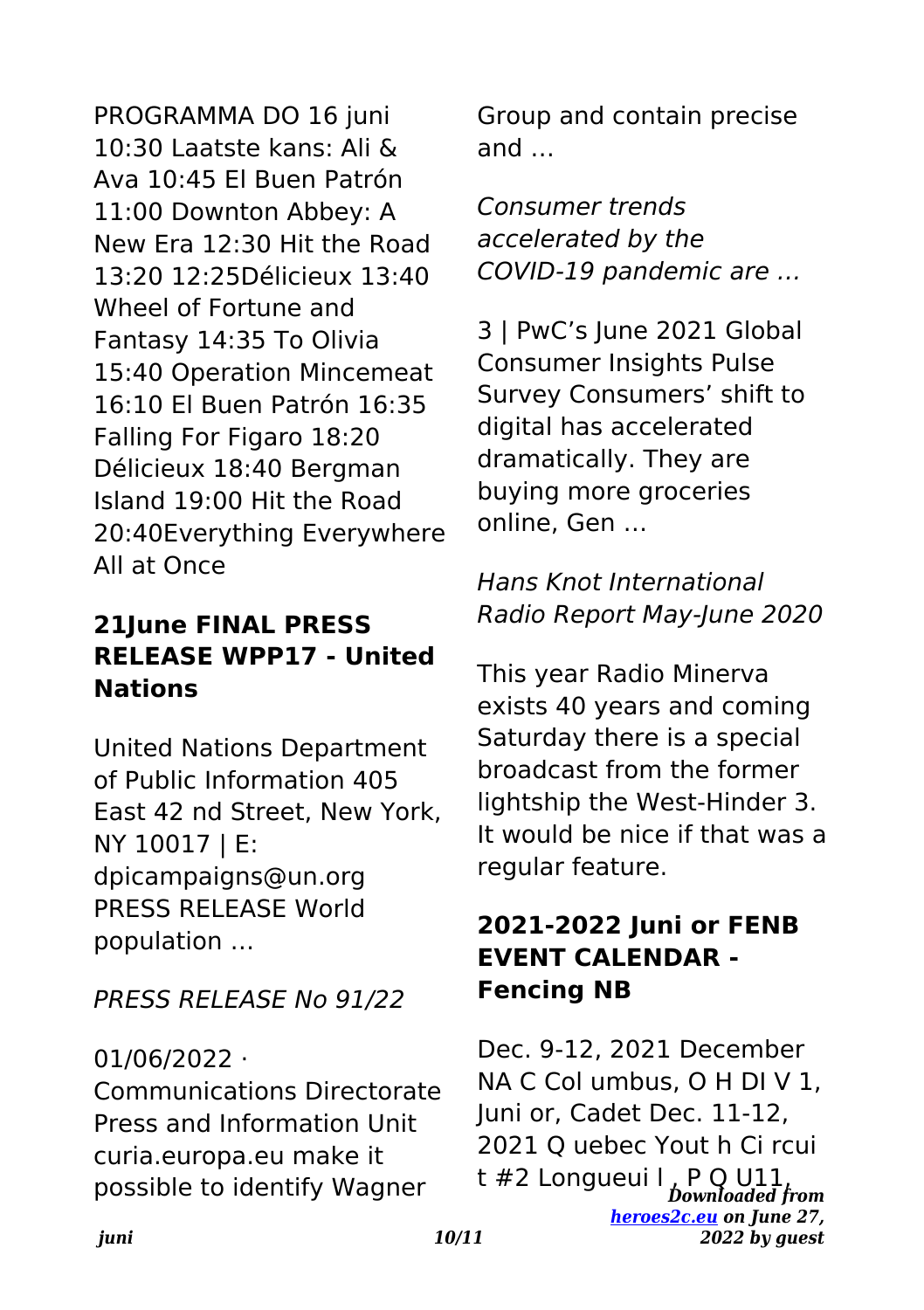PROGRAMMA DO 16 juni 10:30 Laatste kans: Ali & Ava 10:45 El Buen Patrón 11:00 Downton Abbey: A New Era 12:30 Hit the Road 13:20 12:25Délicieux 13:40 Wheel of Fortune and Fantasy 14:35 To Olivia 15:40 Operation Mincemeat 16:10 El Buen Patrón 16:35 Falling For Figaro 18:20 Délicieux 18:40 Bergman Island 19:00 Hit the Road 20:40Everything Everywhere All at Once

### 21June FINAL PRESS RELEASE WPP17 - United Nations

United Nations Department of Public Information 405 East 42 nd Street, New York, NY 10017 | E: dpicampaigns@un.org PRESS RELEASE World population …

*PRESS RELEASE No 91/22*

01/06/2022 · Communications Directorate Press and Information Unit curia.europa.eu make it possible to identify Wagner Group and contain precise and …

*Consumer trends accelerated by the COVID-19 pandemic are …*

3 | PwC's June 2021 Global Consumer Insights Pulse Survey Consumers' shift to digital has accelerated dramatically. They are buying more groceries online, Gen …

*Hans Knot International Radio Report May-June 2020*

This year Radio Minerva exists 40 years and coming Saturday there is a special broadcast from the former lightship the West-Hinder 3. It would be nice if that was a regular feature.

### 2021-2022 Juni or FENB EVENT CALENDAR - Fencing NB

Dec. 9-12, 2021 December NA C Col umbus, O H DI V 1, Juni or, Cadet Dec. 11-12, 2021 Q uebec Yout h Ci rcui t #2 Longueui l , P Q U11,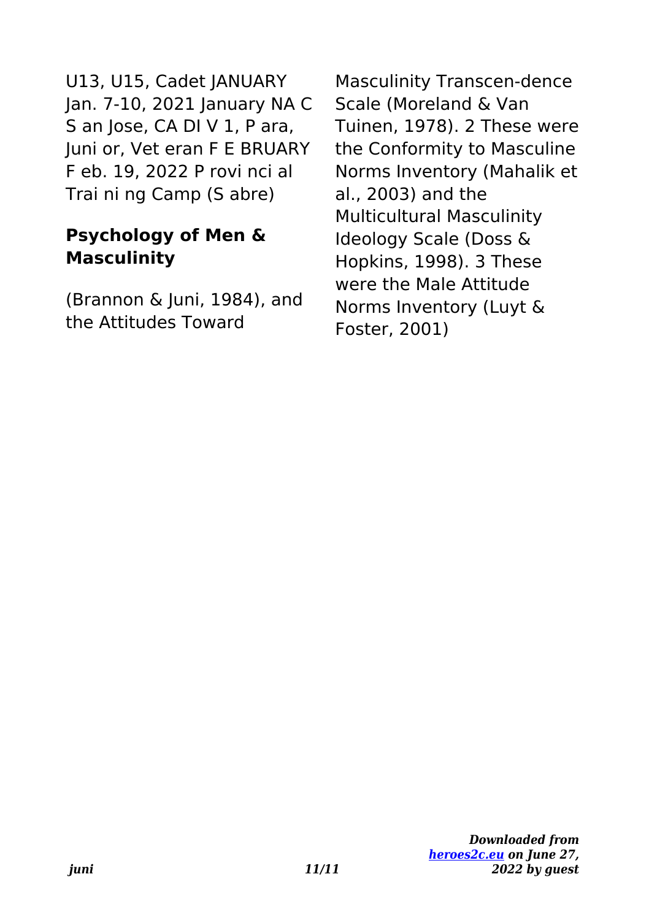U13, U15, Cadet JANUARY Jan. 7-10, 2021 January NA C S an Jose, CA DI V 1, P ara, Juni or, Vet eran F E BRUARY F eb. 19, 2022 P rovi nci al Trai ni ng Camp (S abre)

## Psychology of Men & Masculinity

(Brannon & Juni, 1984), and the Attitudes Toward Masculinity Transcen-dence Scale (Moreland & Van Tuinen, 1978). 2 These were the Conformity to Masculine Norms Inventory (Mahalik et al., 2003) and the Multicultural Masculinity Ideology Scale (Doss & Hopkins, 1998). 3 These were the Male Attitude Norms Inventory (Luyt & Foster, 2001)